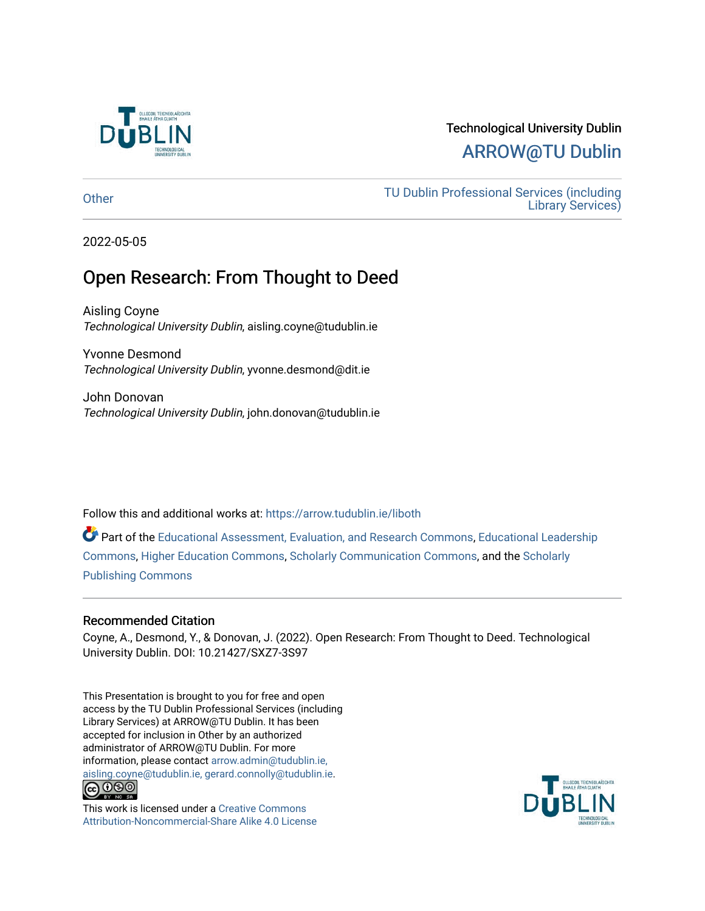Technological University Dublin

ARROW@TU Dublin

Other | TU Dublin Professional Services (including Library Services)

2022-05-05

# Open Research: From Thought to Deed

Aisling Coyne
*Technological University Dublin*, aisling.coyne@tudublin.ie

Yvonne Desmond
*Technological University Dublin*, yvonne.desmond@dit.ie

John Donovan
*Technological University Dublin*, john.donovan@tudublin.ie

Follow this and additional works at: https://arrow.tudublin.ie/liboth

Part of the Educational Assessment, Evaluation, and Research Commons, Educational Leadership Commons, Higher Education Commons, Scholarly Communication Commons, and the Scholarly Publishing Commons

## Recommended Citation

Coyne, A., Desmond, Y., & Donovan, J. (2022). Open Research: From Thought to Deed. Technological University Dublin. DOI: 10.21427/SXZ7-3S97

This Presentation is brought to you for free and open access by the TU Dublin Professional Services (including Library Services) at ARROW@TU Dublin. It has been accepted for inclusion in Other by an authorized administrator of ARROW@TU Dublin. For more information, please contact arrow.admin@tudublin.ie, aisling.coyne@tudublin.ie, gerard.connolly@tudublin.ie.

This work is licensed under a Creative Commons Attribution-Noncommercial-Share Alike 4.0 License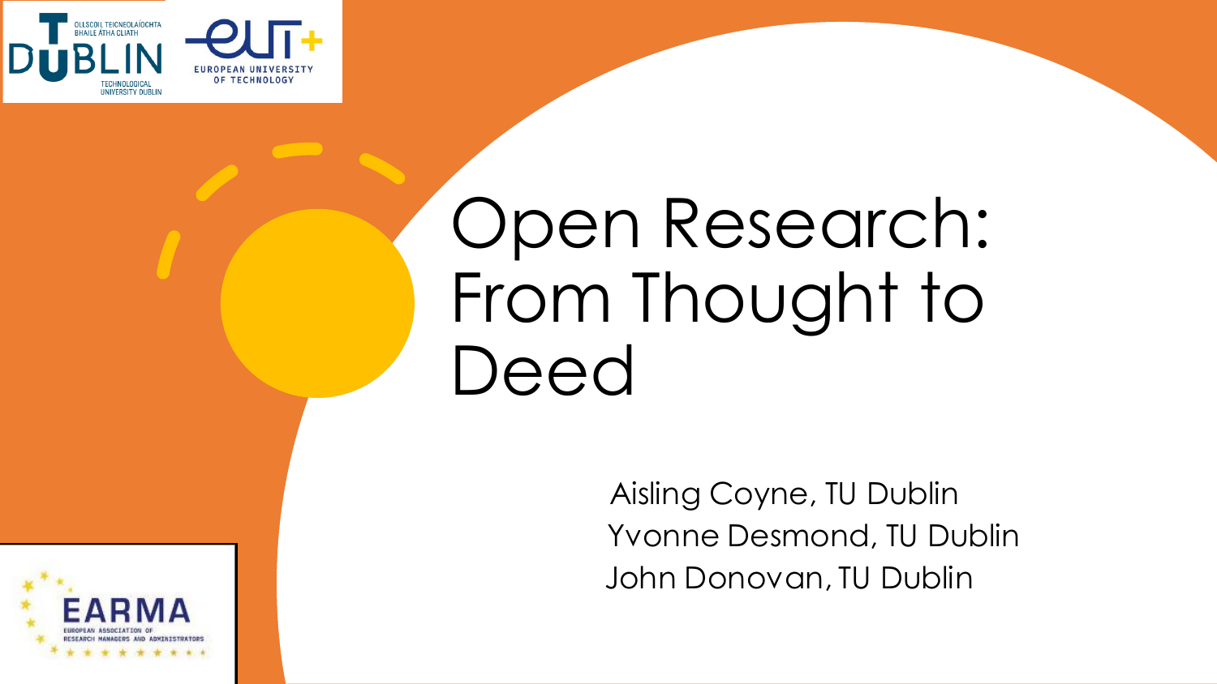# Open Research: From Thought to Deed

Aisling Coyne, TU Dublin
Yvonne Desmond, TU Dublin
John Donovan, TU Dublin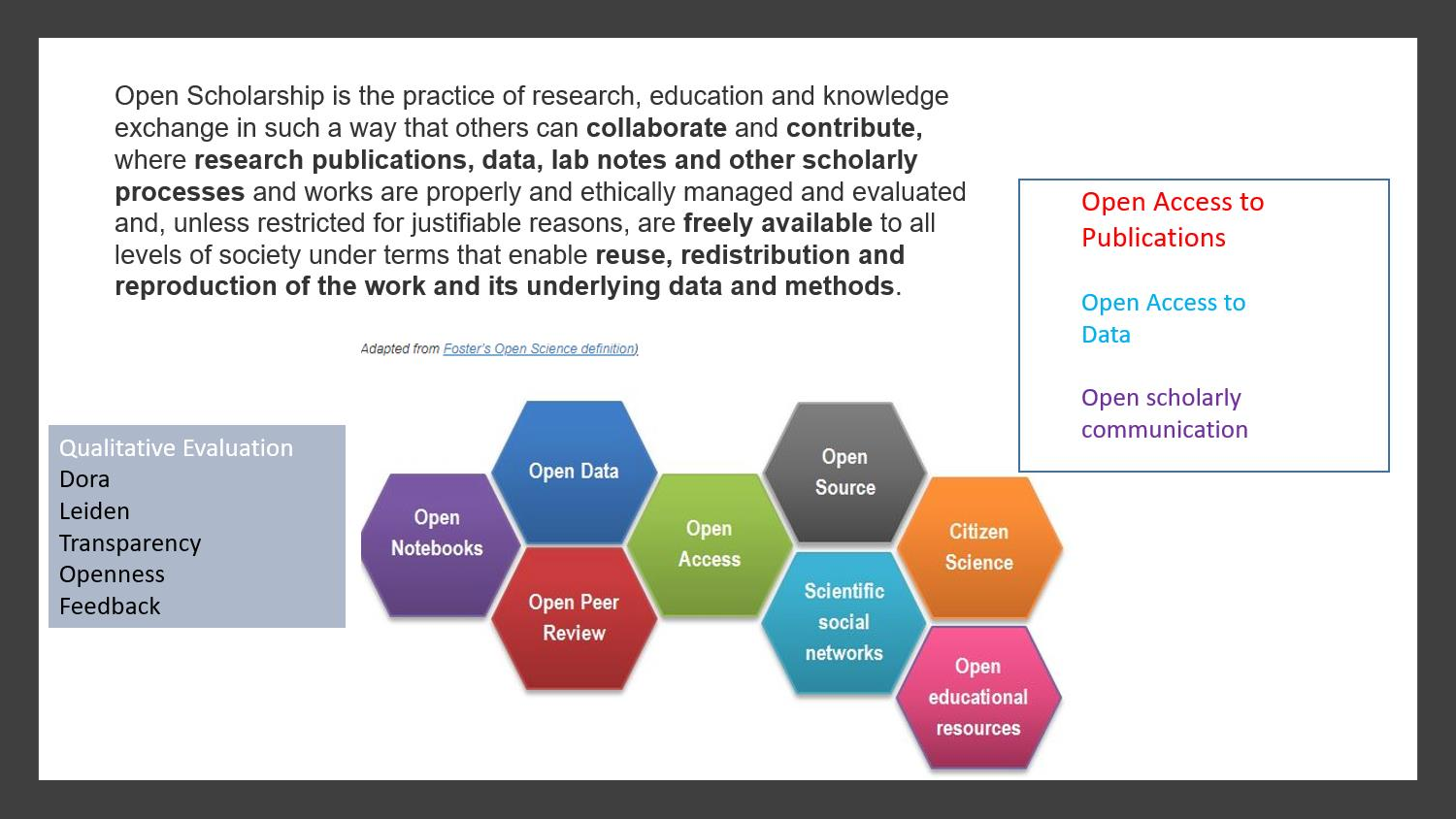Open Scholarship is the practice of research, education and knowledge exchange in such a way that others can **collaborate** and **contribute,** where **research publications, data, lab notes and other scholarly processes** and works are properly and ethically managed and evaluated and, unless restricted for justifiable reasons, are **freely available** to all levels of society under terms that enable **reuse, redistribution and reproduction of the work and its underlying data and methods**.

Adapted from Foster's Open Science definition)

Open Access to Publications

Open Access to Data

Open scholarly communication

Qualitative Evaluation
Dora
Leiden
Transparency
Openness
Feedback

Open Notebooks

Open Data

Open Peer Review

Open Access

Open Source

Scientific social networks

Citizen Science

Open educational resources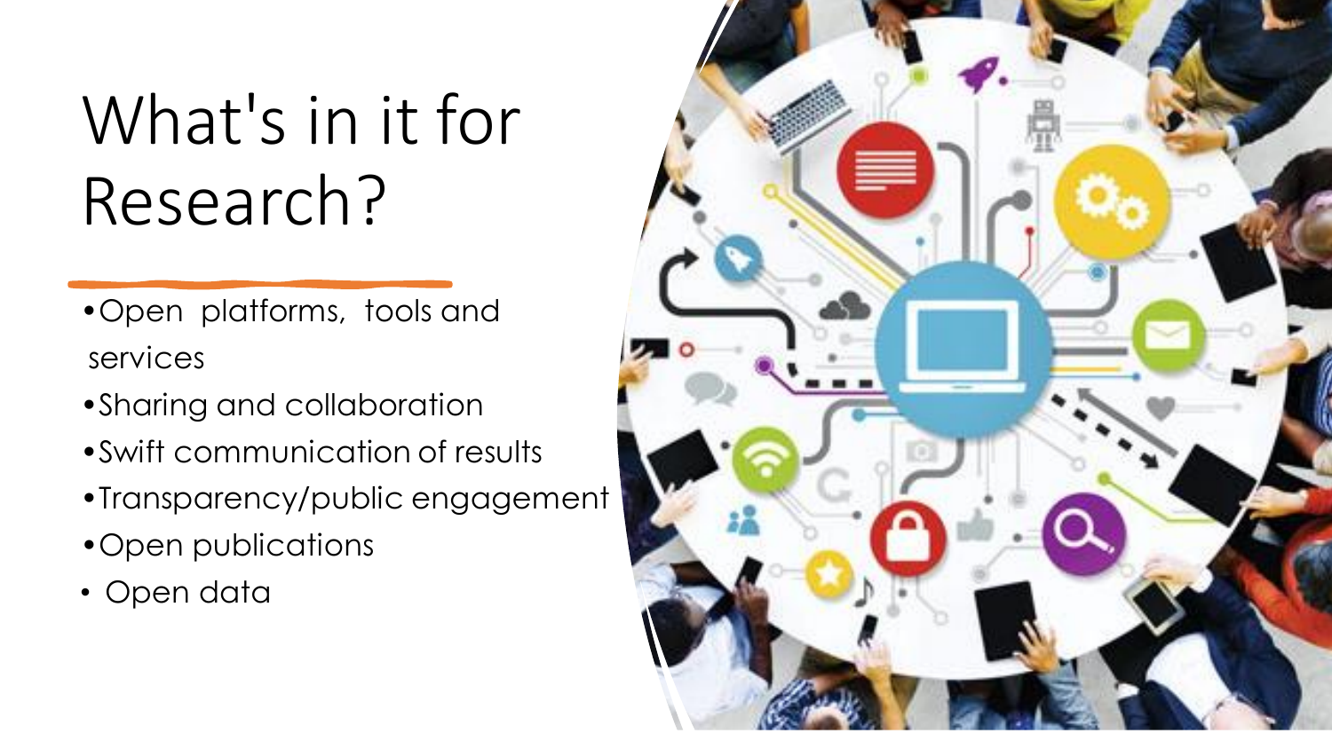# What's in it for Research?

- Open platforms, tools and services
- Sharing and collaboration
- Swift communication of results
- Transparency/public engagement
- Open publications
- Open data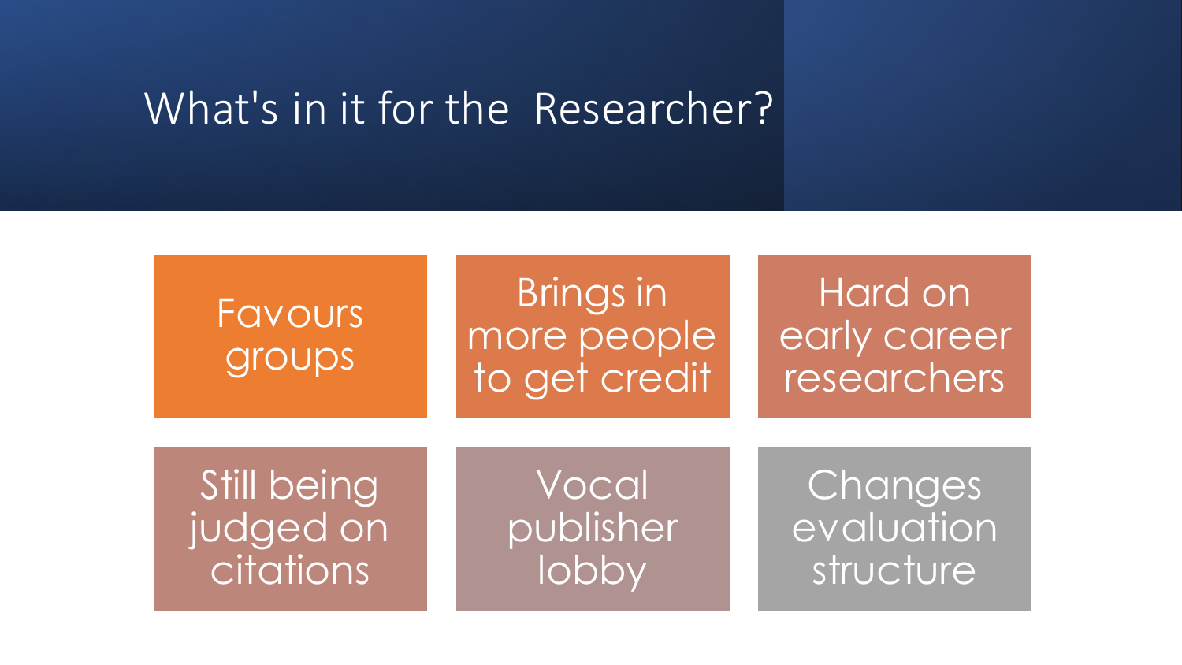# What's in it for the Researcher?

- Favours groups
- Brings in more people to get credit
- Hard on early career researchers
- Still being judged on citations
- Vocal publisher lobby
- Changes evaluation structure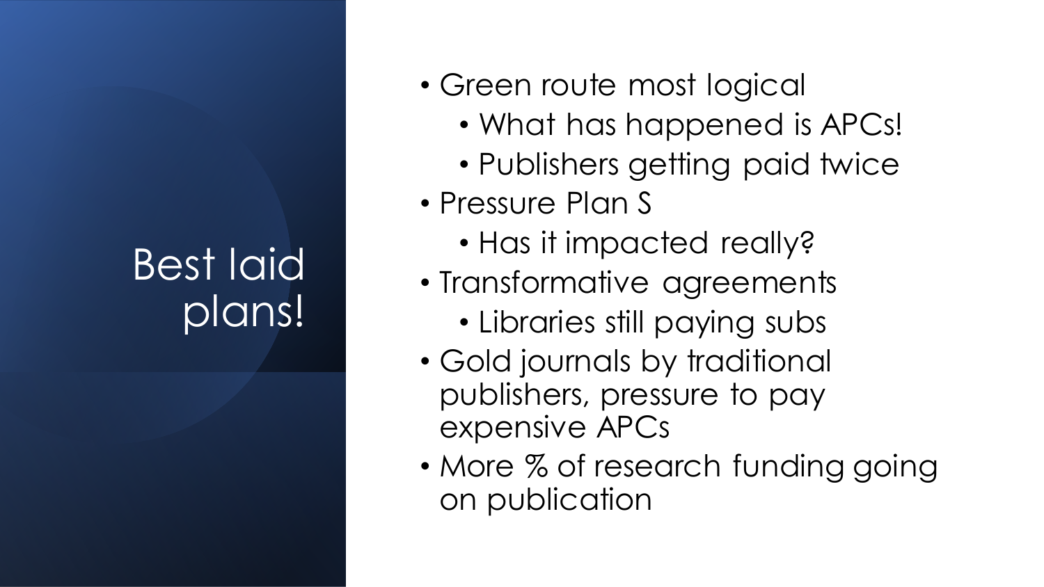# Best laid plans!

- Green route most logical
  - What has happened is APCs!
  - Publishers getting paid twice
- Pressure Plan S
  - Has it impacted really?
- Transformative agreements
  - Libraries still paying subs
- Gold journals by traditional publishers, pressure to pay expensive APCs
- More % of research funding going on publication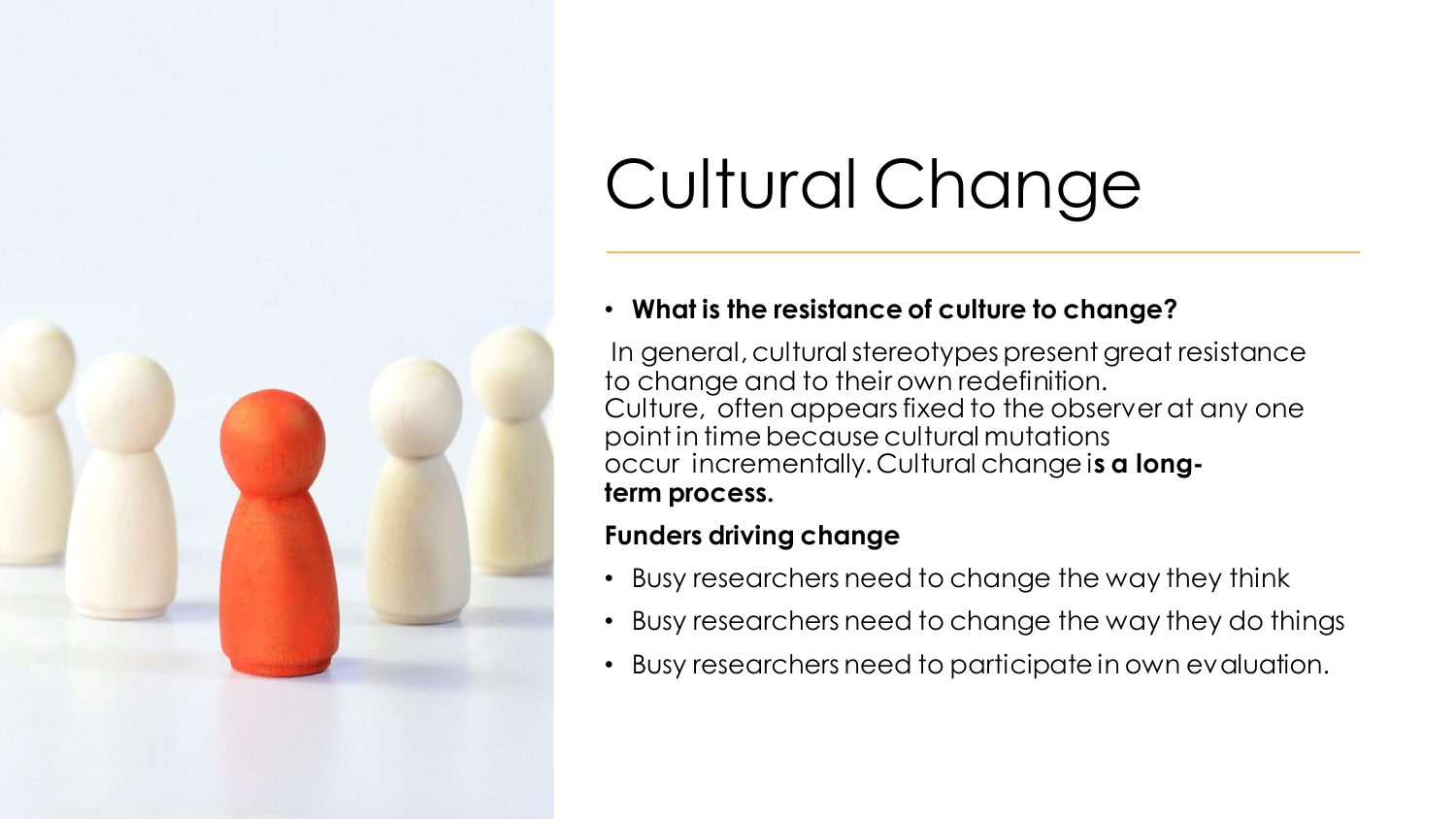# Cultural Change

- **What is the resistance of culture to change?**

In general, cultural stereotypes present great resistance to change and to their own redefinition. Culture, often appears fixed to the observer at any one point in time because cultural mutations occur incrementally. Cultural change i**s a long-term process.**

**Funders driving change**

- Busy researchers need to change the way they think
- Busy researchers need to change the way they do things
- Busy researchers need to participate in own evaluation.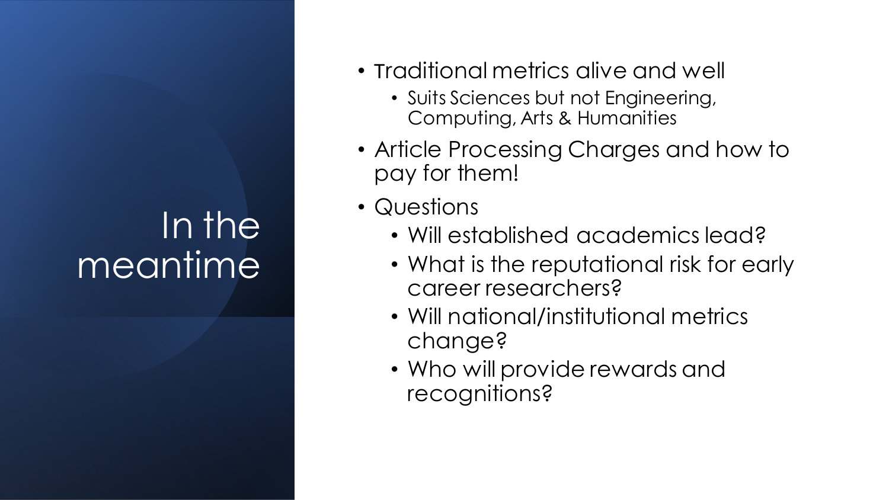# In the meantime

- Traditional metrics alive and well
  - Suits Sciences but not Engineering, Computing, Arts & Humanities
- Article Processing Charges and how to pay for them!
- Questions
  - Will established academics lead?
  - What is the reputational risk for early career researchers?
  - Will national/institutional metrics change?
  - Who will provide rewards and recognitions?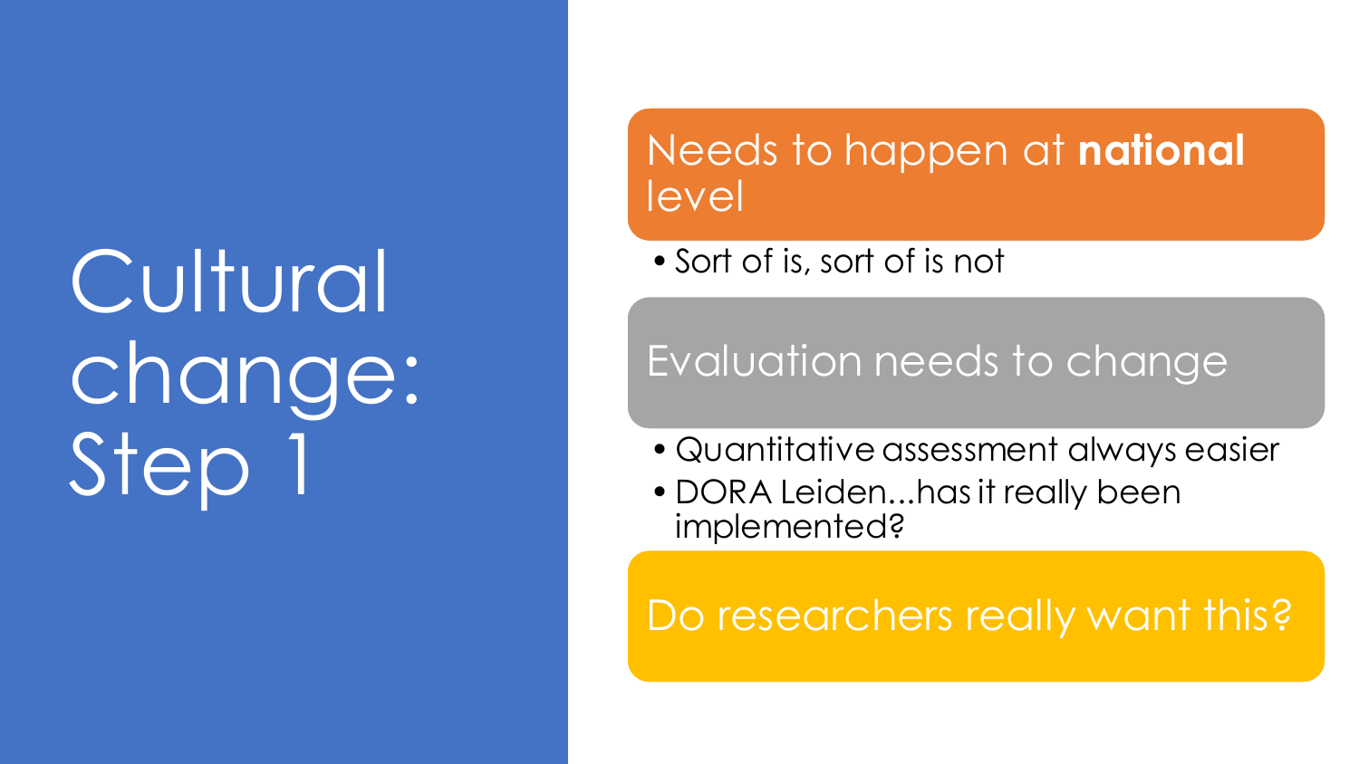# Cultural change: Step 1

## Needs to happen at **national** level

- Sort of is, sort of is not

## Evaluation needs to change

- Quantitative assessment always easier
- DORA Leiden...has it really been implemented?

## Do researchers really want this?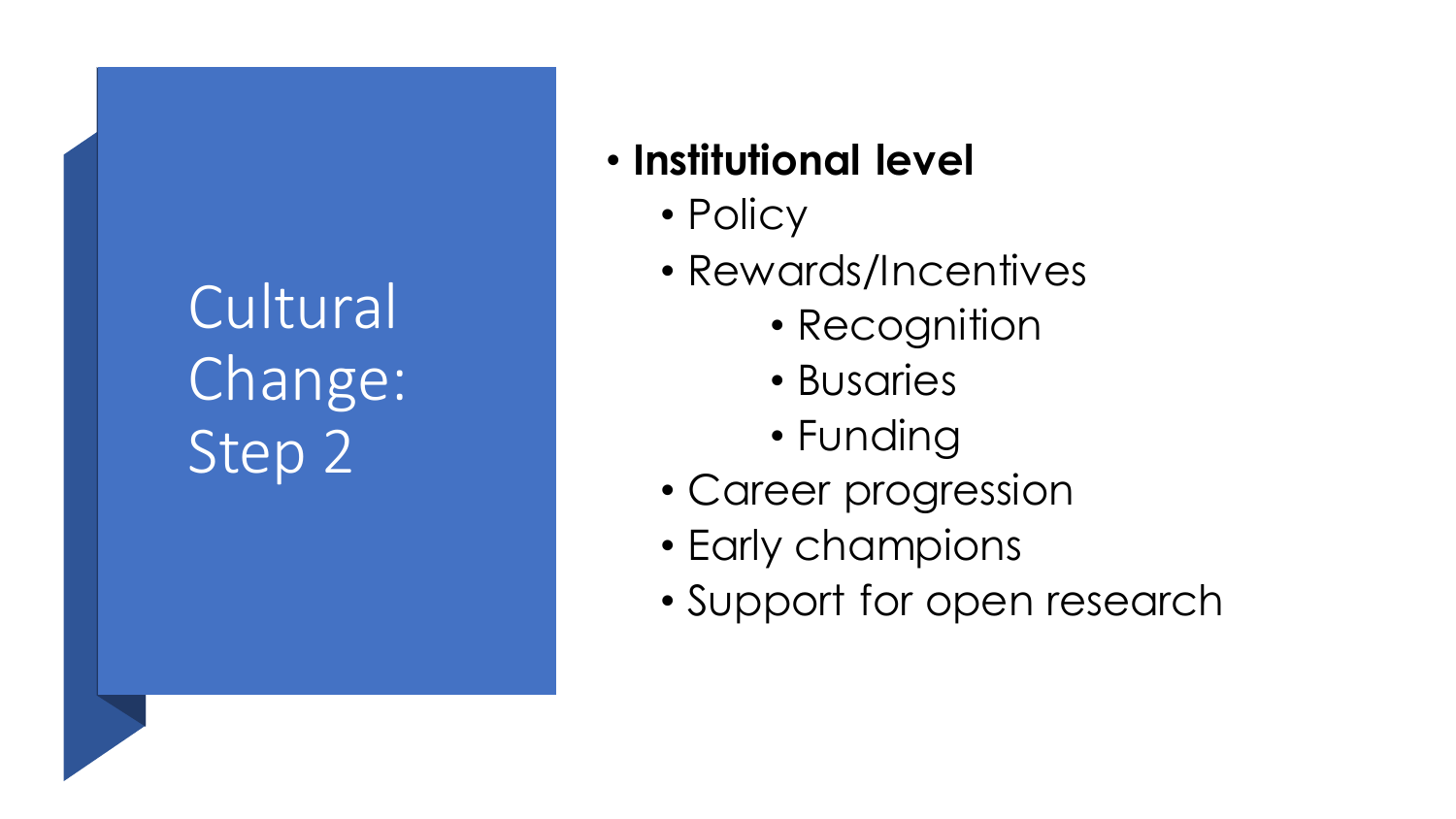# Cultural Change: Step 2

- **Institutional level**
  - Policy
  - Rewards/Incentives
    - Recognition
    - Busaries
    - Funding
  - Career progression
  - Early champions
  - Support for open research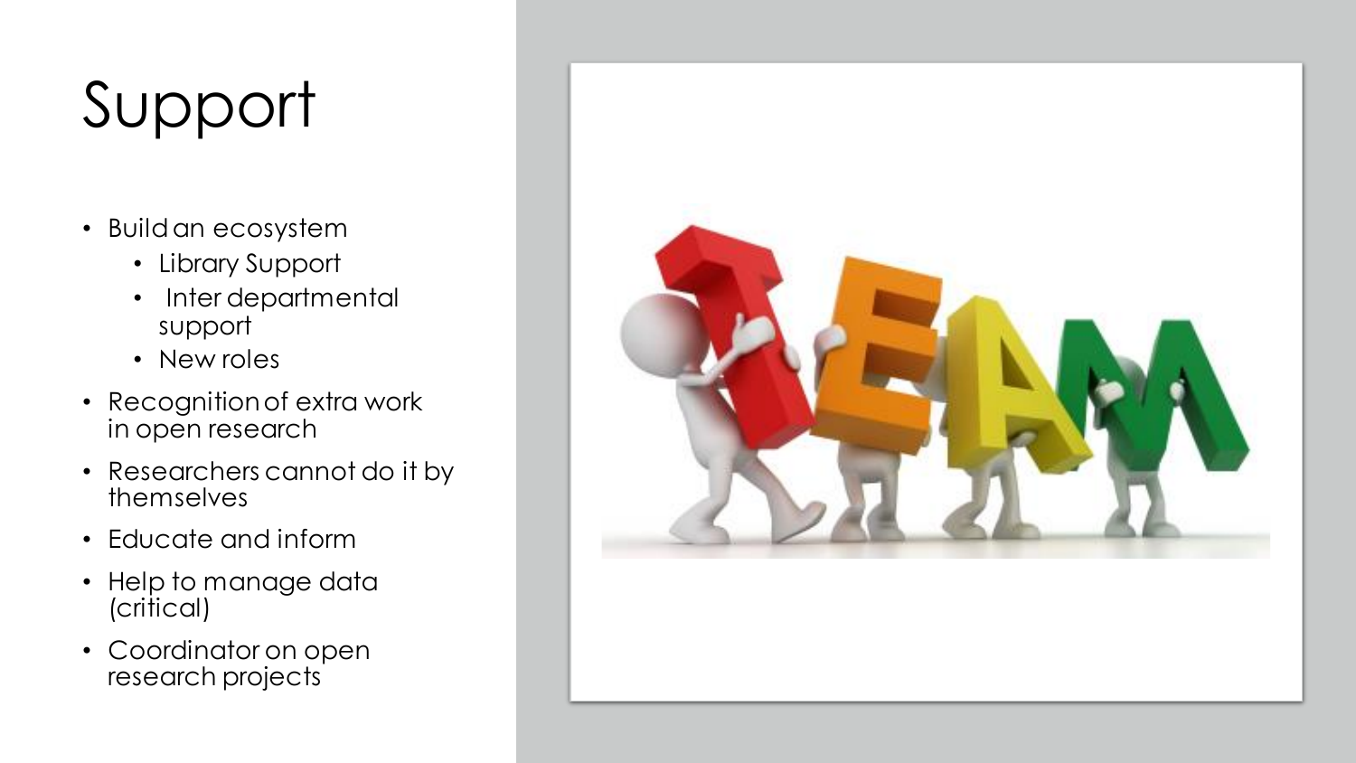# Support

- Build an ecosystem
  - Library Support
  - Inter departmental support
  - New roles
- Recognition of extra work in open research
- Researchers cannot do it by themselves
- Educate and inform
- Help to manage data (critical)
- Coordinator on open research projects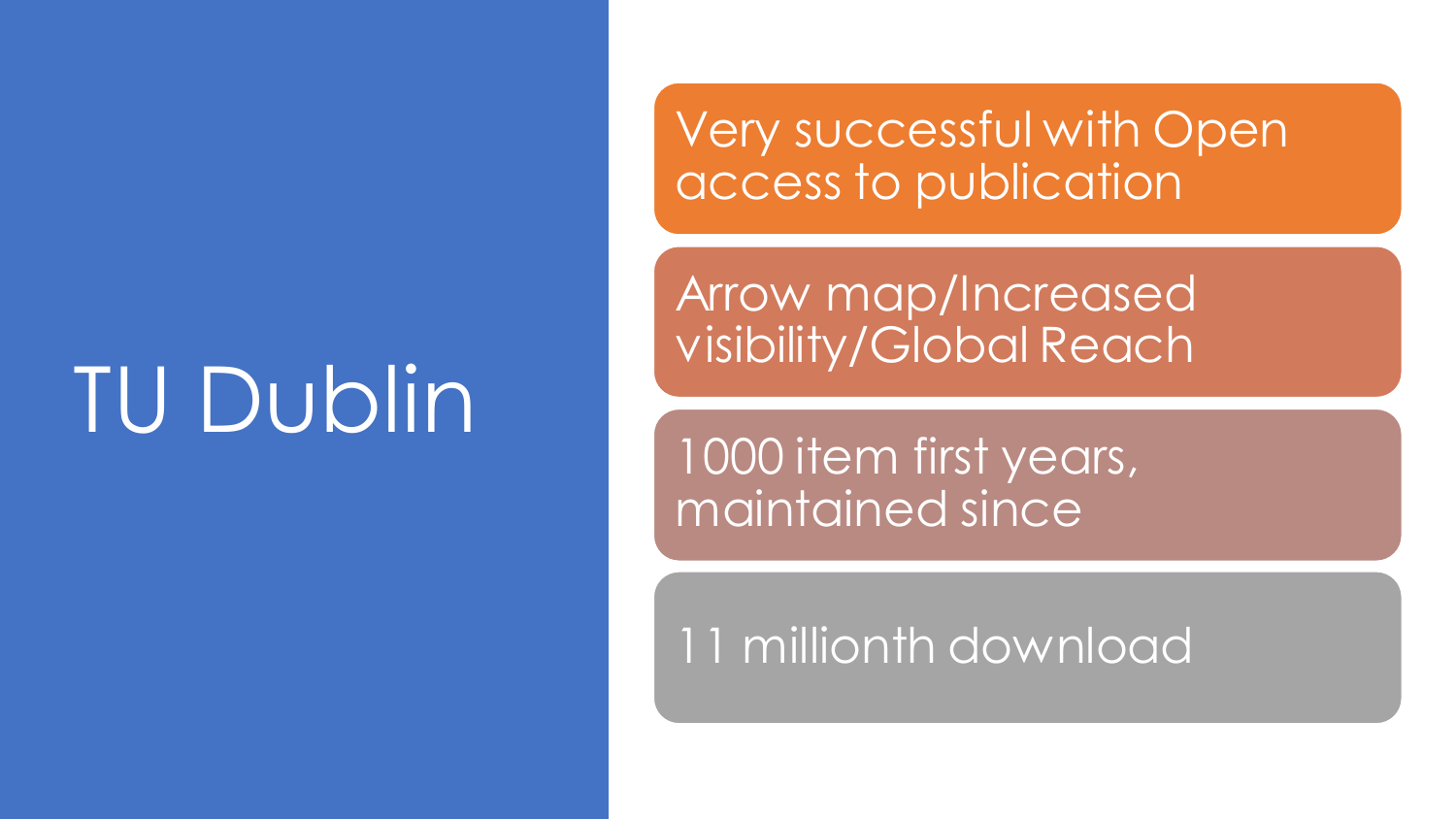# TU Dublin

- Very successful with Open access to publication
- Arrow map/Increased visibility/Global Reach
- 1000 item first years, maintained since
- 11 millionth download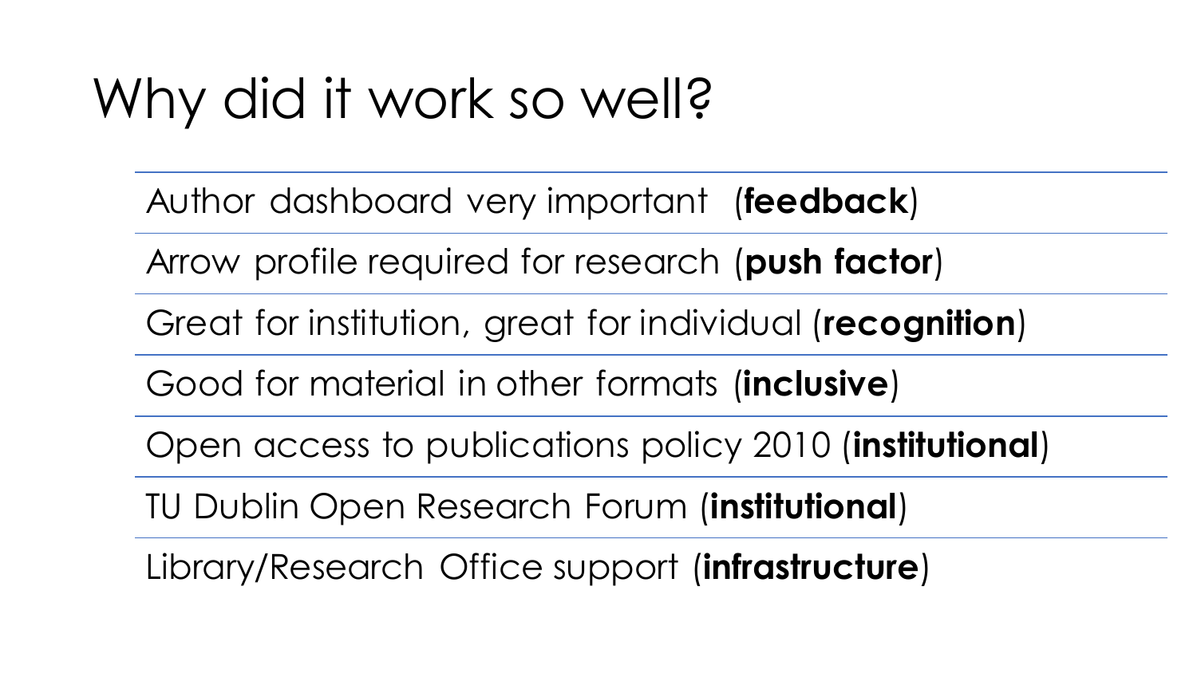# Why did it work so well?

- Author dashboard very important (**feedback**)
- Arrow profile required for research (**push factor**)
- Great for institution, great for individual (**recognition**)
- Good for material in other formats (**inclusive**)
- Open access to publications policy 2010 (**institutional**)
- TU Dublin Open Research Forum (**institutional**)
- Library/Research Office support (**infrastructure**)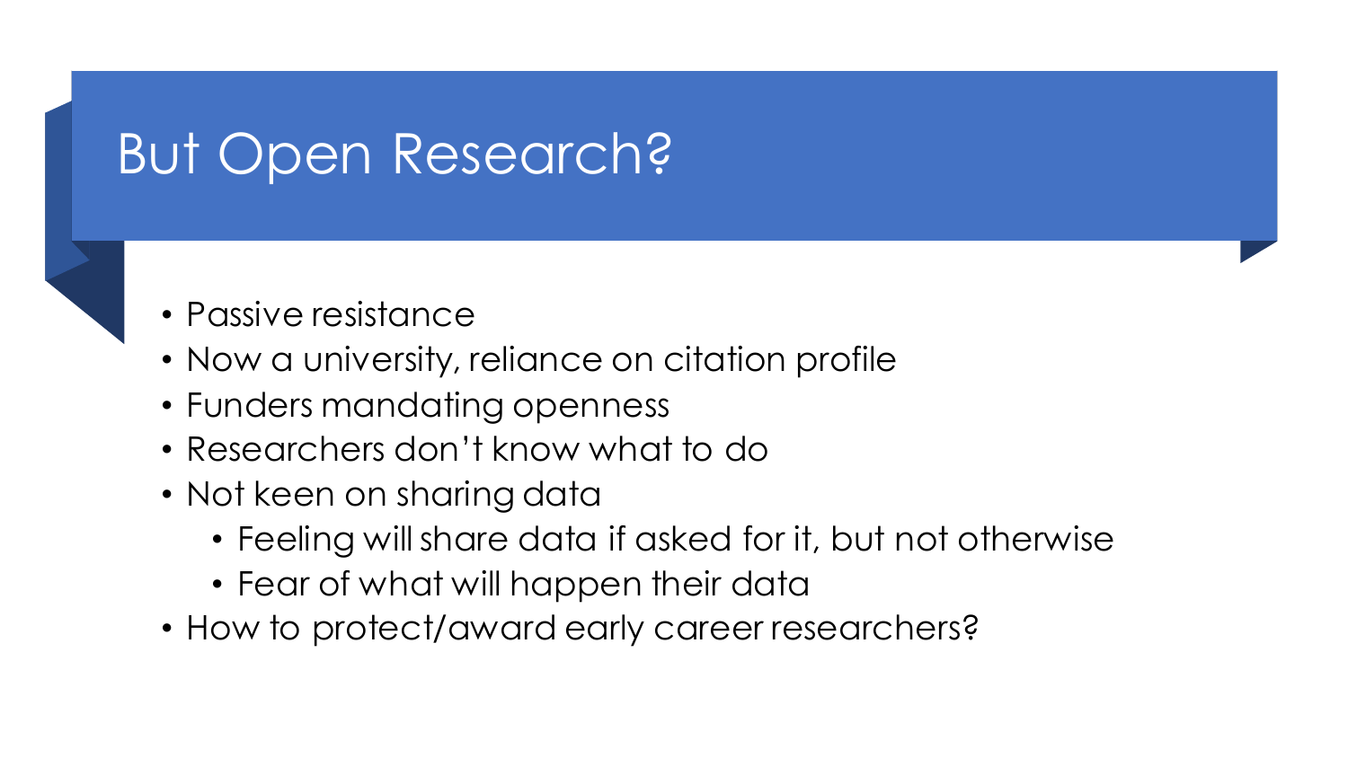# But Open Research?

- Passive resistance
- Now a university, reliance on citation profile
- Funders mandating openness
- Researchers don't know what to do
- Not keen on sharing data
  - Feeling will share data if asked for it, but not otherwise
  - Fear of what will happen their data
- How to protect/award early career researchers?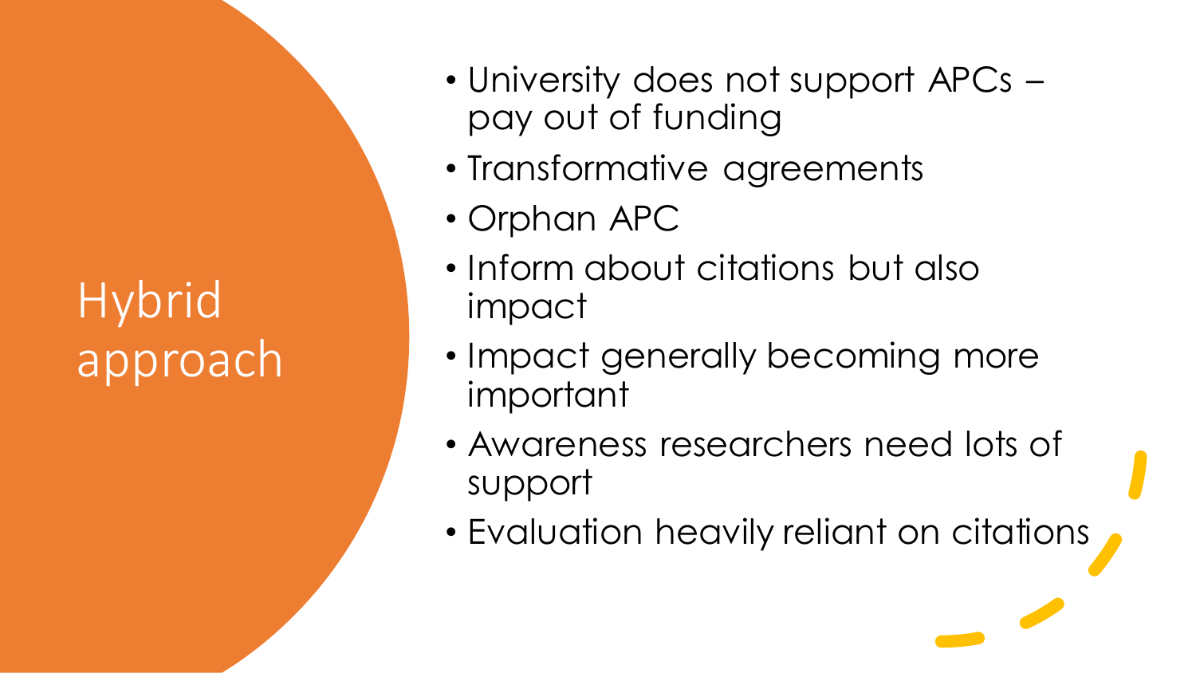# Hybrid approach

- University does not support APCs – pay out of funding
- Transformative agreements
- Orphan APC
- Inform about citations but also impact
- Impact generally becoming more important
- Awareness researchers need lots of support
- Evaluation heavily reliant on citations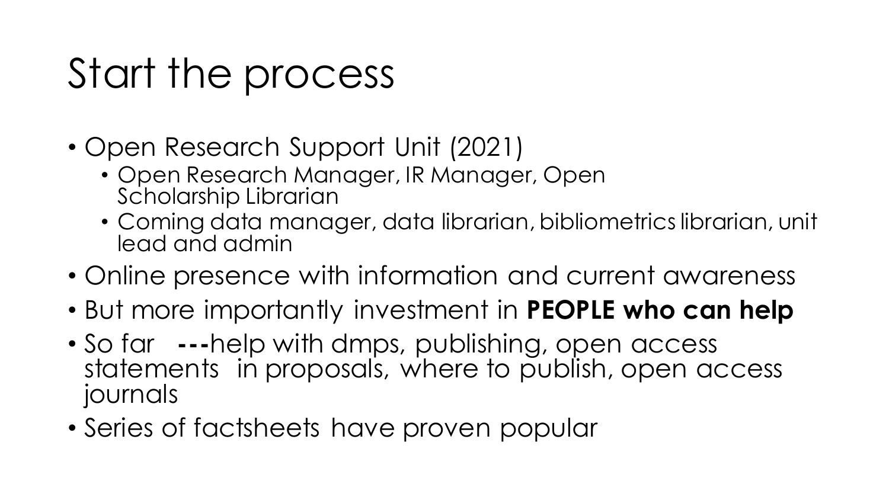# Start the process

- Open Research Support Unit (2021)
  - Open Research Manager, IR Manager, Open Scholarship Librarian
  - Coming data manager, data librarian, bibliometrics librarian, unit lead and admin
- Online presence with information and current awareness
- But more importantly investment in **PEOPLE who can help**
- So far **---**help with dmps, publishing, open access statements in proposals, where to publish, open access journals
- Series of factsheets have proven popular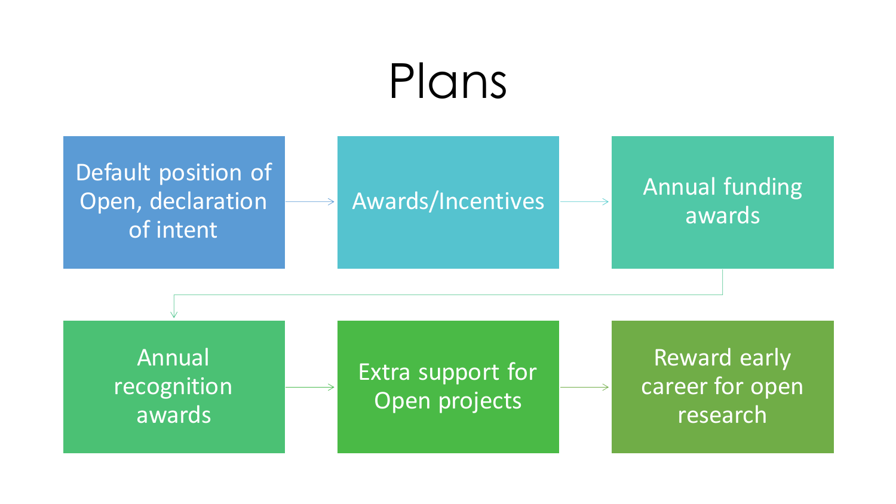# Plans

- Default position of Open, declaration of intent
- Awards/Incentives
- Annual funding awards
- Annual recognition awards
- Extra support for Open projects
- Reward early career for open research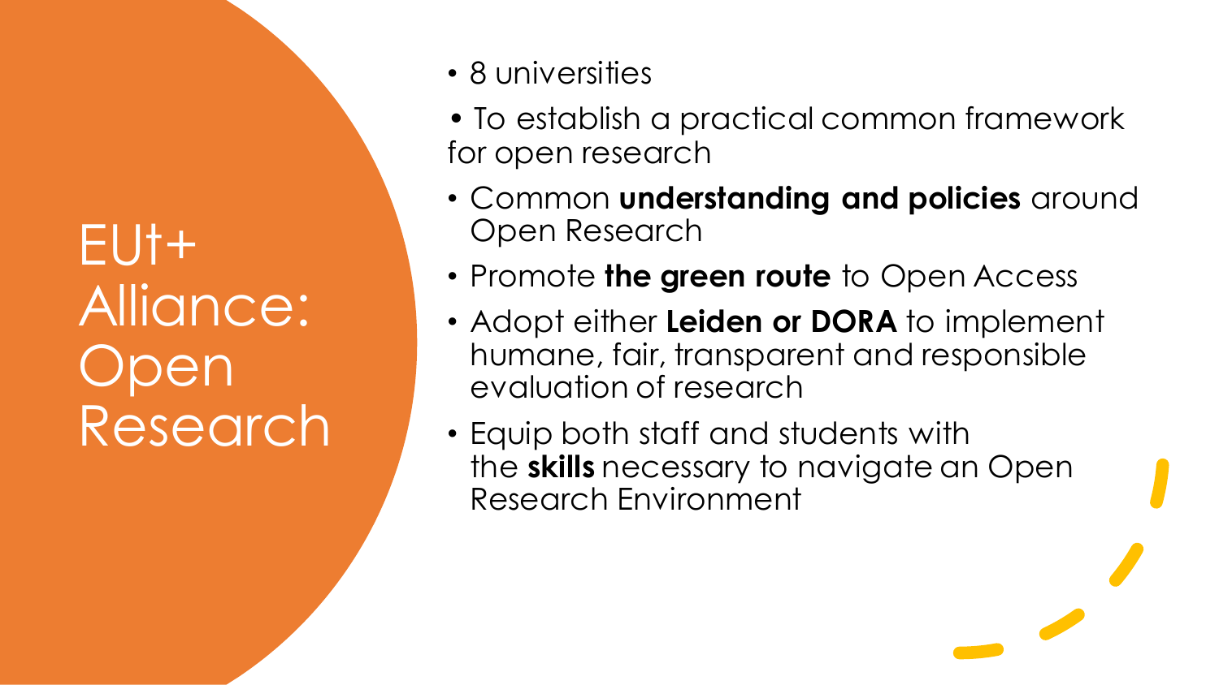# EUt+ Alliance: Open Research

- 8 universities
- To establish a practical common framework for open research
- Common **understanding and policies** around Open Research
- Promote **the green route** to Open Access
- Adopt either **Leiden or DORA** to implement humane, fair, transparent and responsible evaluation of research
- Equip both staff and students with the **skills** necessary to navigate an Open Research Environment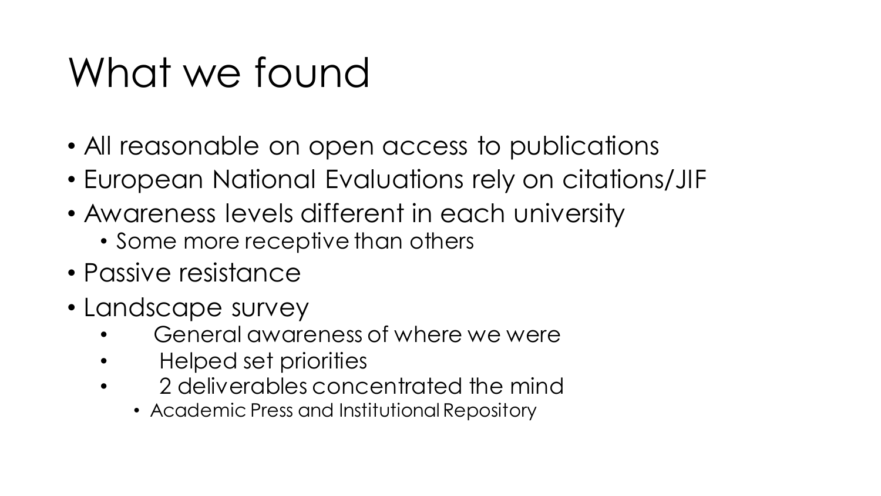# What we found

- All reasonable on open access to publications
- European National Evaluations rely on citations/JIF
- Awareness levels different in each university
  - Some more receptive than others
- Passive resistance
- Landscape survey
  - General awareness of where we were
  - Helped set priorities
  - 2 deliverables concentrated the mind
    - Academic Press and Institutional Repository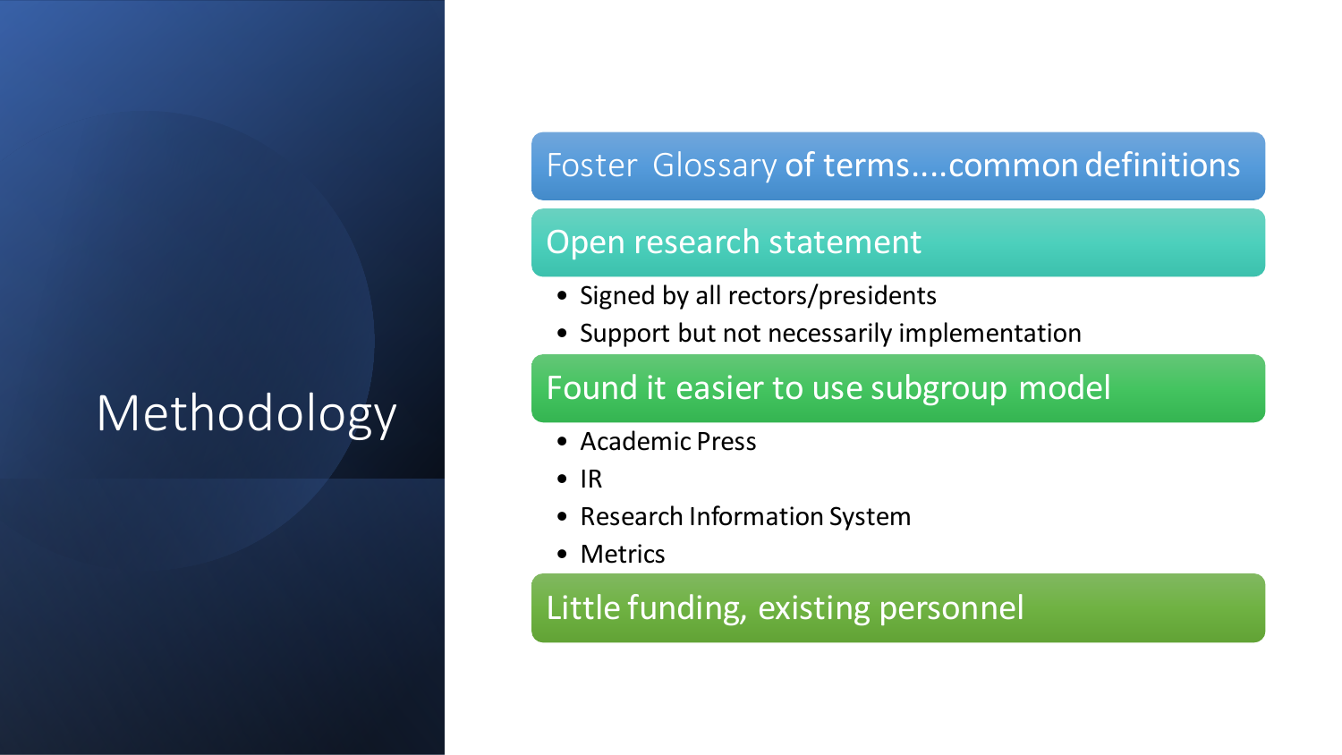# Methodology

## Foster Glossary of terms....common definitions

## Open research statement

- Signed by all rectors/presidents
- Support but not necessarily implementation

## Found it easier to use subgroup model

- Academic Press
- IR
- Research Information System
- Metrics

## Little funding, existing personnel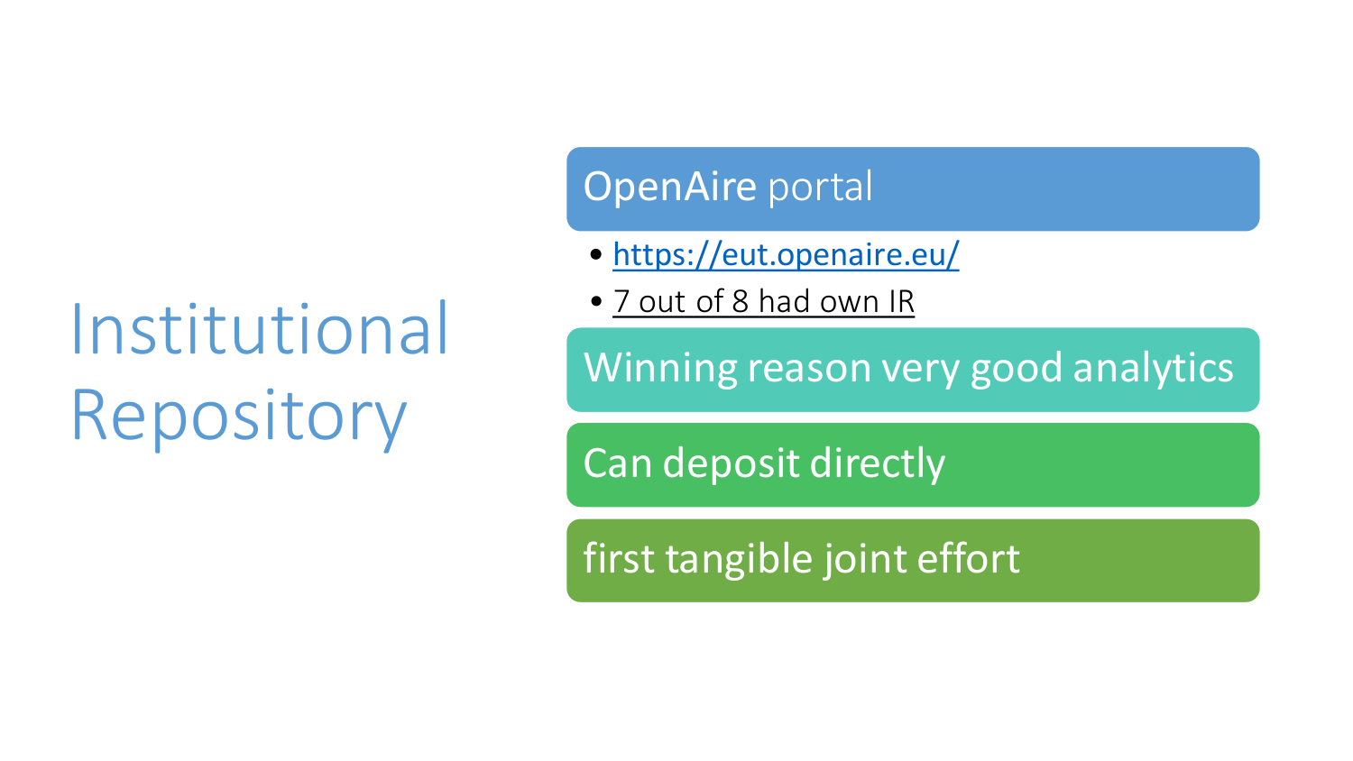# Institutional Repository

## OpenAire portal

- [https://eut.openaire.eu/](https://eut.openaire.eu/)
- 7 out of 8 had own IR

## Winning reason very good analytics

## Can deposit directly

## first tangible joint effort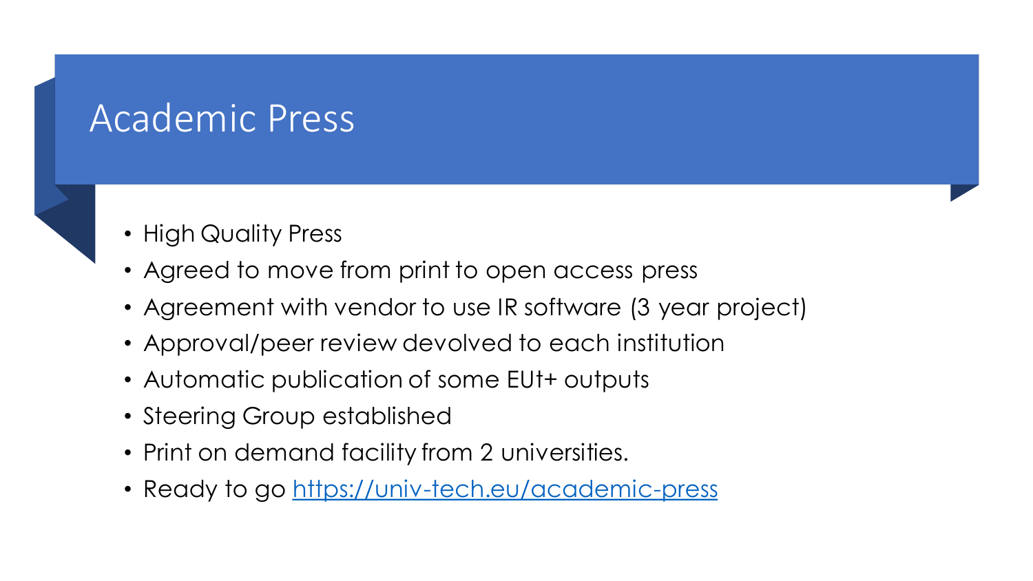# Academic Press

- High Quality Press
- Agreed to move from print to open access press
- Agreement with vendor to use IR software (3 year project)
- Approval/peer review devolved to each institution
- Automatic publication of some EUt+ outputs
- Steering Group established
- Print on demand facility from 2 universities.
- Ready to go https://univ-tech.eu/academic-press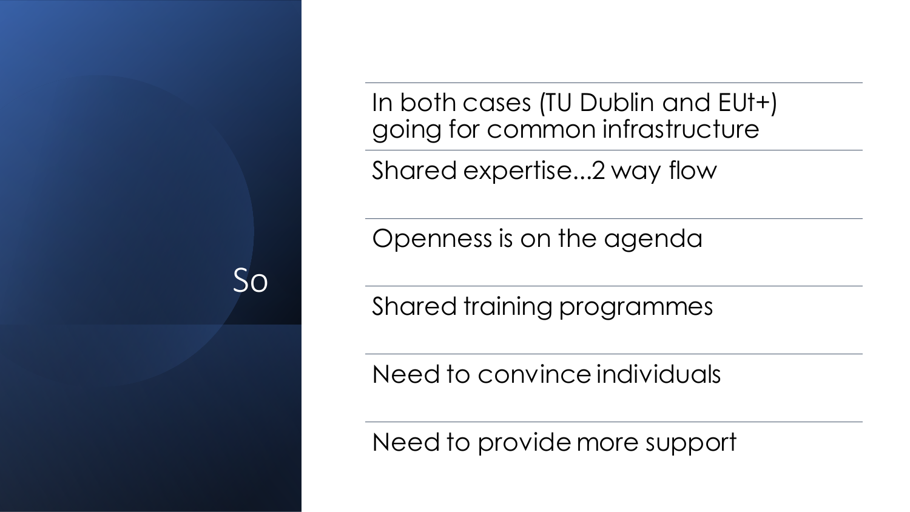# So

- In both cases (TU Dublin and EUt+) going for common infrastructure
- Shared expertise...2 way flow
- Openness is on the agenda
- Shared training programmes
- Need to convince individuals
- Need to provide more support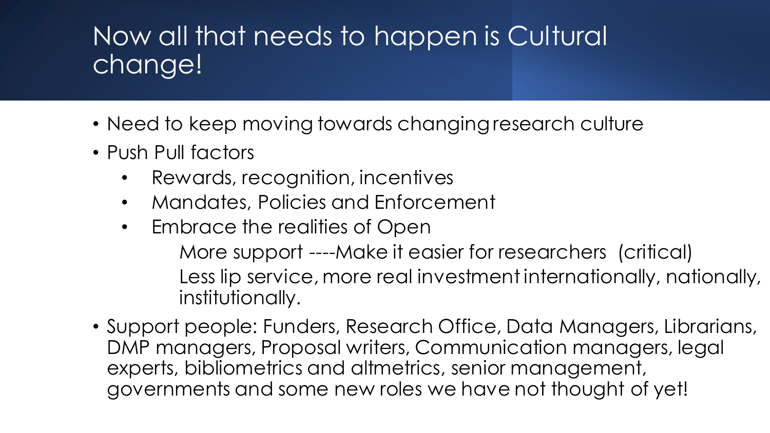# Now all that needs to happen is Cultural change!

- Need to keep moving towards changing research culture
- Push Pull factors
  - Rewards, recognition, incentives
  - Mandates, Policies and Enforcement
  - Embrace the realities of Open

    More support ----Make it easier for researchers (critical)

    Less lip service, more real investment internationally, nationally, institutionally.
- Support people: Funders, Research Office, Data Managers, Librarians, DMP managers, Proposal writers, Communication managers, legal experts, bibliometrics and altmetrics, senior management, governments and some new roles we have not thought of yet!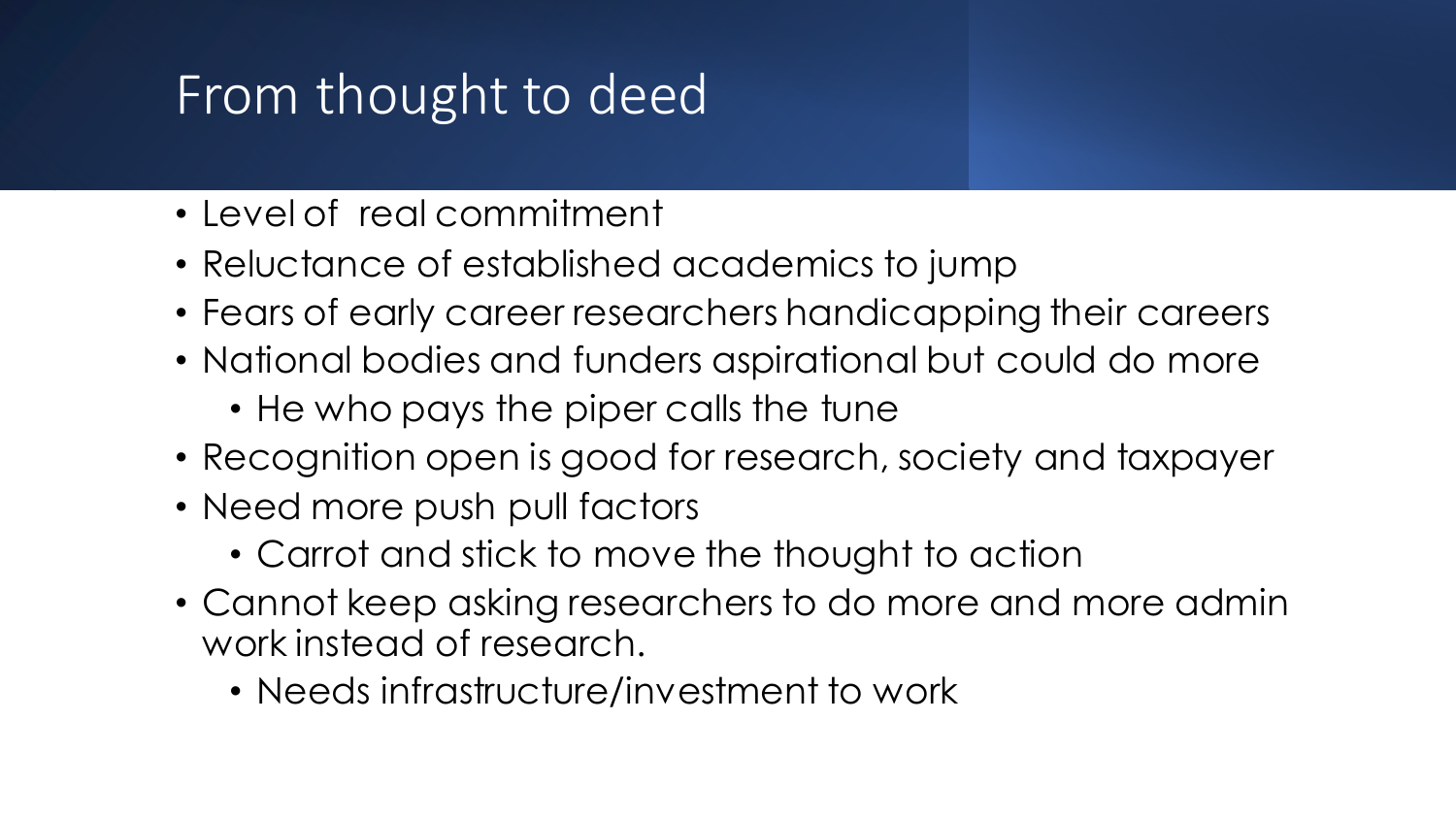# From thought to deed

- Level of real commitment
- Reluctance of established academics to jump
- Fears of early career researchers handicapping their careers
- National bodies and funders aspirational but could do more
  - He who pays the piper calls the tune
- Recognition open is good for research, society and taxpayer
- Need more push pull factors
  - Carrot and stick to move the thought to action
- Cannot keep asking researchers to do more and more admin work instead of research.
  - Needs infrastructure/investment to work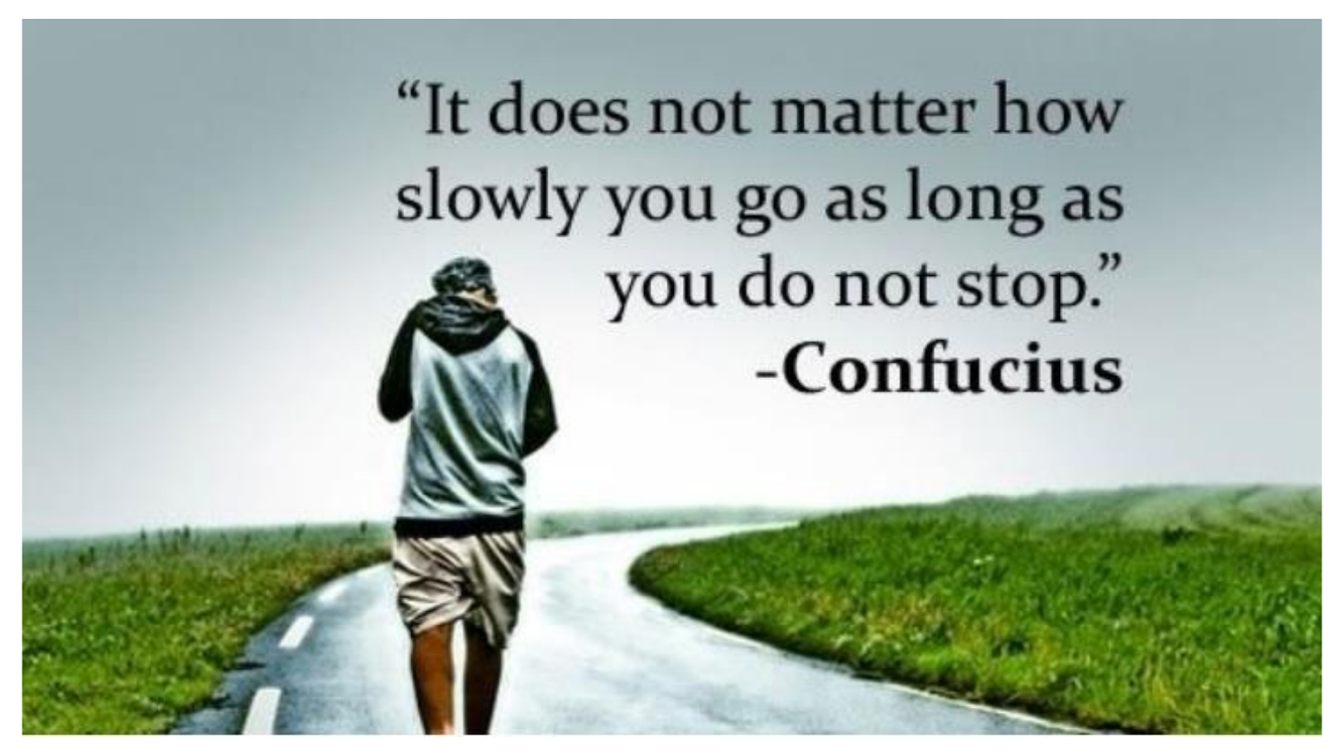"It does not matter how slowly you go as long as you do not stop."

-Confucius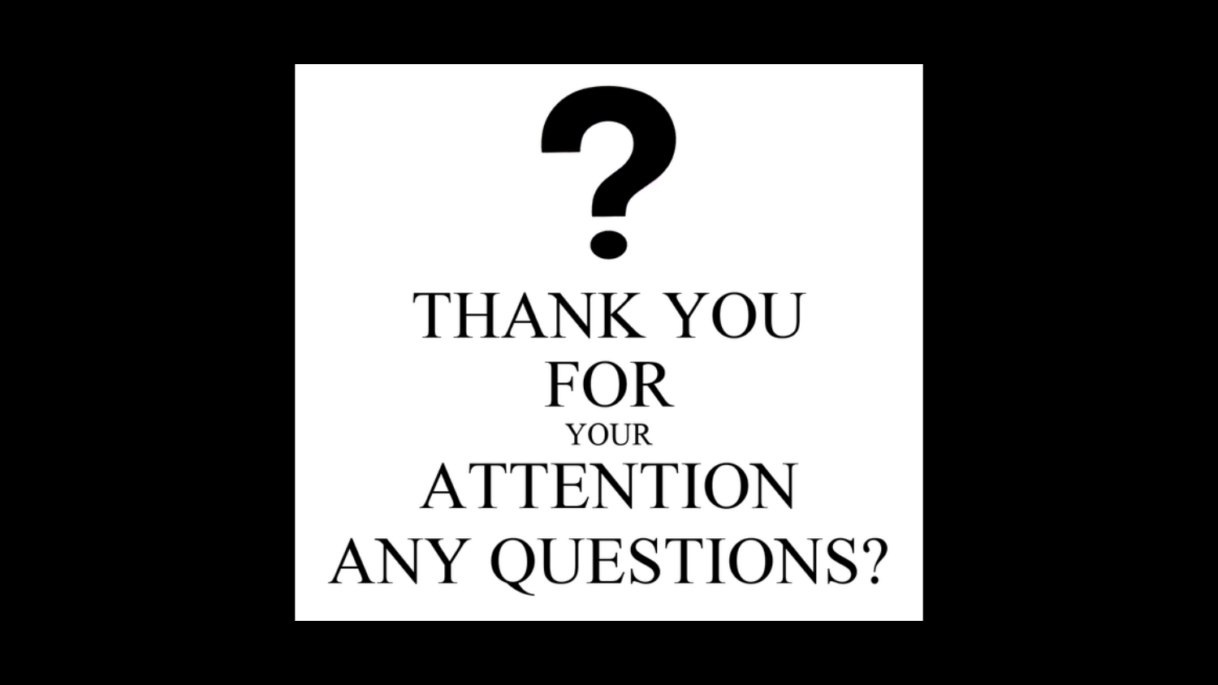?

THANK YOU
FOR
YOUR
ATTENTION
ANY QUESTIONS?